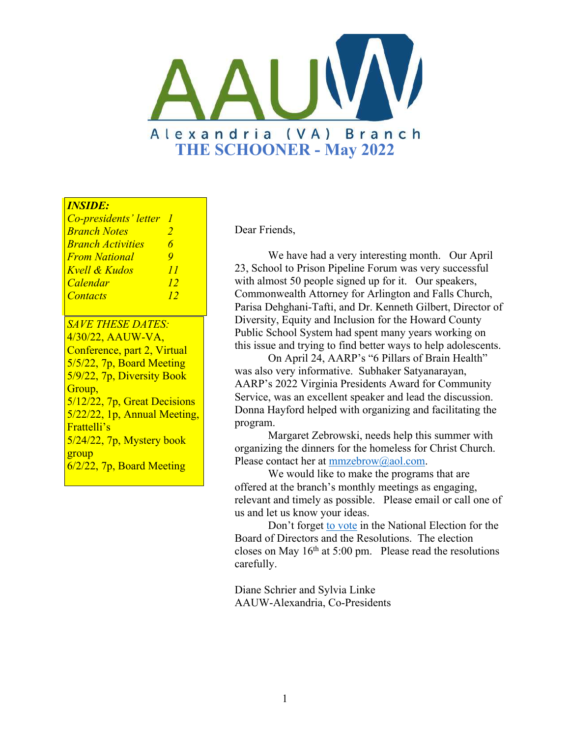AAUW

Alexandria (VA) Branch

# THE SCHOONER - May 2022

***INSIDE:***

| | |
|---|---|
| *Co-presidents' letter* | *1* |
| *Branch Notes* | *2* |
| *Branch Activities* | *6* |
| *From National* | *9* |
| *Kvell & Kudos* | *11* |
| *Calendar* | *12* |
| *Contacts* | *12* |

*SAVE THESE DATES:*

4/30/22, AAUW-VA, Conference, part 2, Virtual
5/5/22, 7p, Board Meeting
5/9/22, 7p, Diversity Book Group,
5/12/22, 7p, Great Decisions
5/22/22, 1p, Annual Meeting, Frattelli's
5/24/22, 7p, Mystery book group
6/2/22, 7p, Board Meeting

Dear Friends,

We have had a very interesting month. Our April 23, School to Prison Pipeline Forum was very successful with almost 50 people signed up for it. Our speakers, Commonwealth Attorney for Arlington and Falls Church, Parisa Dehghani-Tafti, and Dr. Kenneth Gilbert, Director of Diversity, Equity and Inclusion for the Howard County Public School System had spent many years working on this issue and trying to find better ways to help adolescents.

On April 24, AARP's "6 Pillars of Brain Health" was also very informative. Subhaker Satyanarayan, AARP's 2022 Virginia Presidents Award for Community Service, was an excellent speaker and lead the discussion. Donna Hayford helped with organizing and facilitating the program.

Margaret Zebrowski, needs help this summer with organizing the dinners for the homeless for Christ Church. Please contact her at mmzebrow@aol.com.

We would like to make the programs that are offered at the branch's monthly meetings as engaging, relevant and timely as possible. Please email or call one of us and let us know your ideas.

Don't forget to vote in the National Election for the Board of Directors and the Resolutions. The election closes on May 16th at 5:00 pm. Please read the resolutions carefully.

Diane Schrier and Sylvia Linke
AAUW-Alexandria, Co-Presidents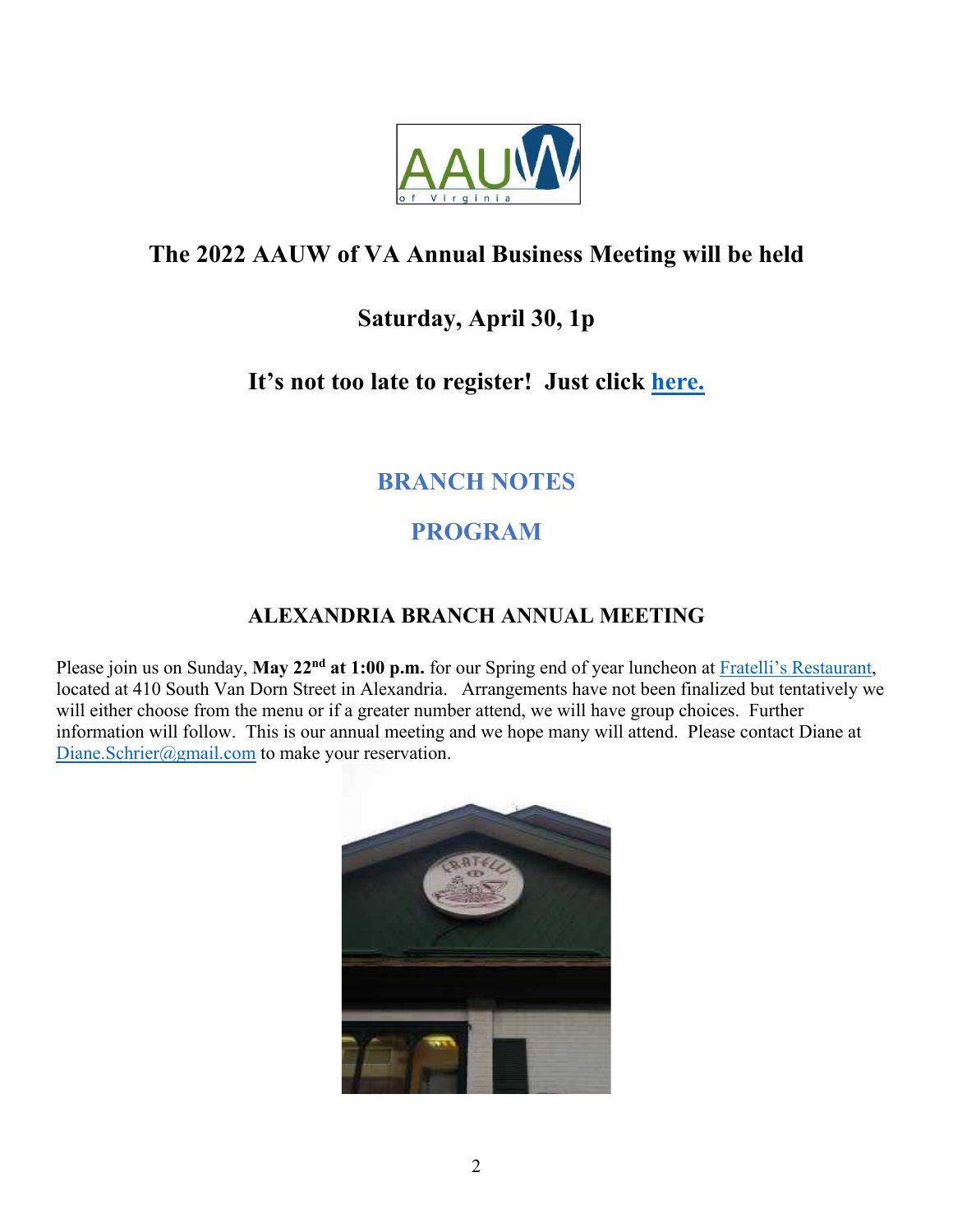## The 2022 AAUW of VA Annual Business Meeting will be held

## Saturday, April 30, 1p

## It's not too late to register! Just click here.

## BRANCH NOTES

## PROGRAM

### ALEXANDRIA BRANCH ANNUAL MEETING

Please join us on Sunday, **May 22nd at 1:00 p.m.** for our Spring end of year luncheon at Fratelli's Restaurant, located at 410 South Van Dorn Street in Alexandria. Arrangements have not been finalized but tentatively we will either choose from the menu or if a greater number attend, we will have group choices. Further information will follow. This is our annual meeting and we hope many will attend. Please contact Diane at Diane.Schrier@gmail.com to make your reservation.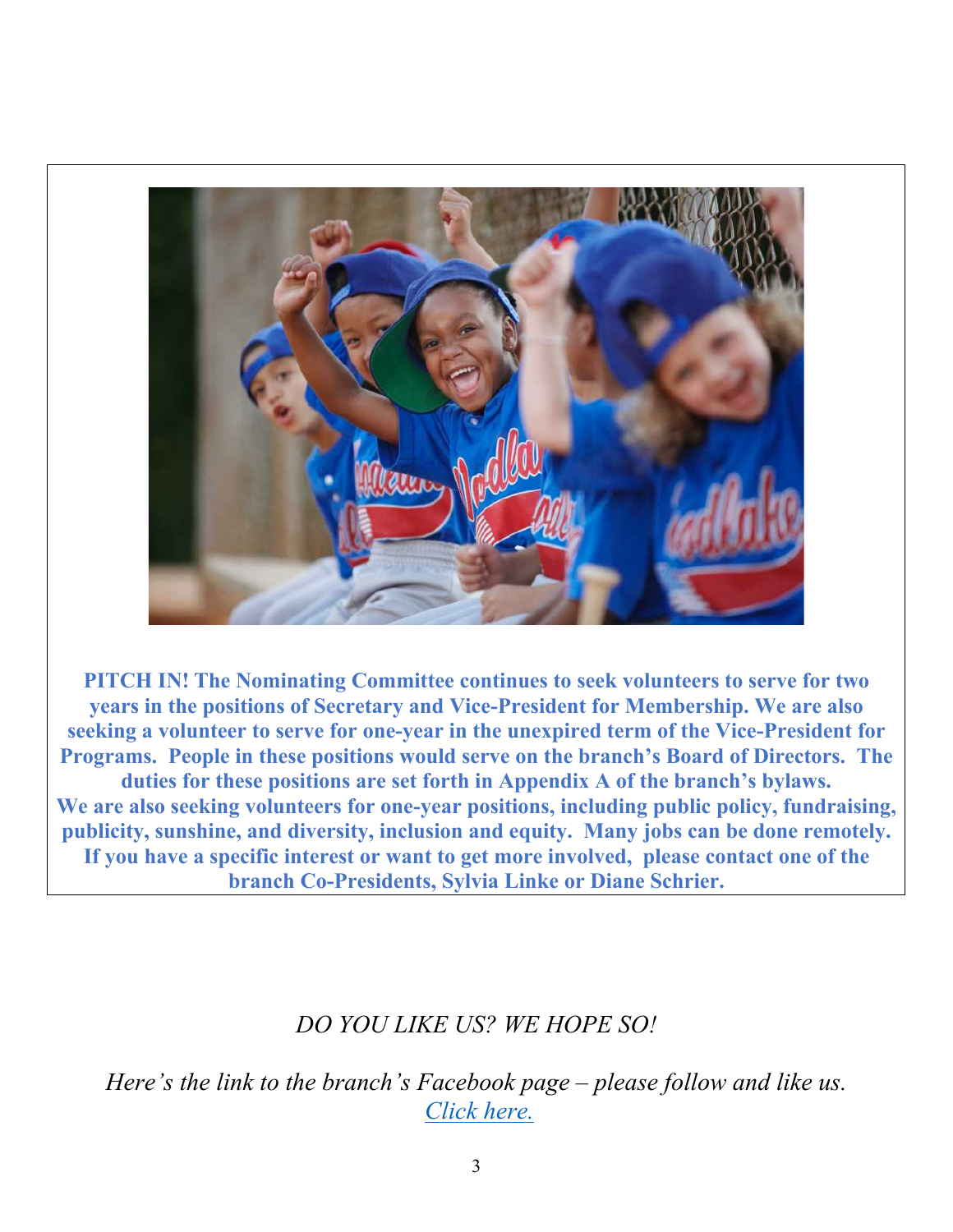**PITCH IN! The Nominating Committee continues to seek volunteers to serve for two years in the positions of Secretary and Vice-President for Membership. We are also seeking a volunteer to serve for one-year in the unexpired term of the Vice-President for Programs. People in these positions would serve on the branch's Board of Directors. The duties for these positions are set forth in Appendix A of the branch's bylaws. We are also seeking volunteers for one-year positions, including public policy, fundraising, publicity, sunshine, and diversity, inclusion and equity. Many jobs can be done remotely. If you have a specific interest or want to get more involved, please contact one of the branch Co-Presidents, Sylvia Linke or Diane Schrier.**

*DO YOU LIKE US? WE HOPE SO!*

*Here's the link to the branch's Facebook page – please follow and like us.* *Click here.*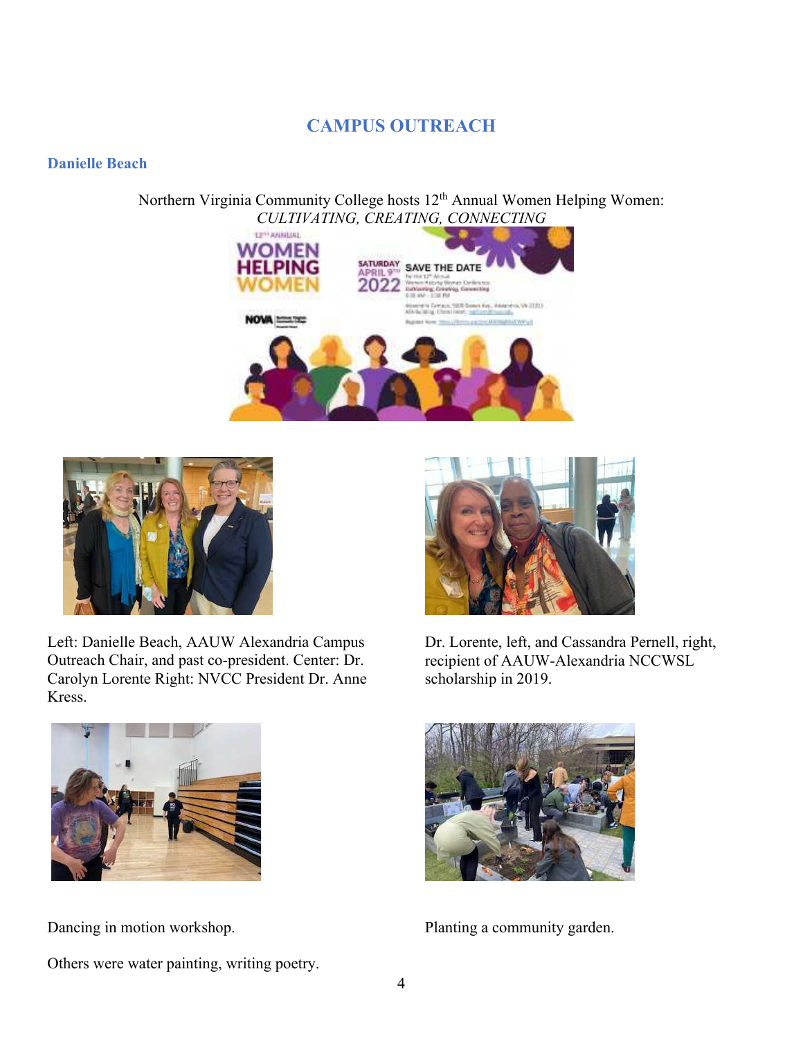## CAMPUS OUTREACH

### Danielle Beach

Northern Virginia Community College hosts 12th Annual Women Helping Women: *CULTIVATING, CREATING, CONNECTING*

Left: Danielle Beach, AAUW Alexandria Campus Outreach Chair, and past co-president. Center: Dr. Carolyn Lorente Right: NVCC President Dr. Anne Kress.

Dr. Lorente, left, and Cassandra Pernell, right, recipient of AAUW-Alexandria NCCWSL scholarship in 2019.

Dancing in motion workshop.

Planting a community garden.

Others were water painting, writing poetry.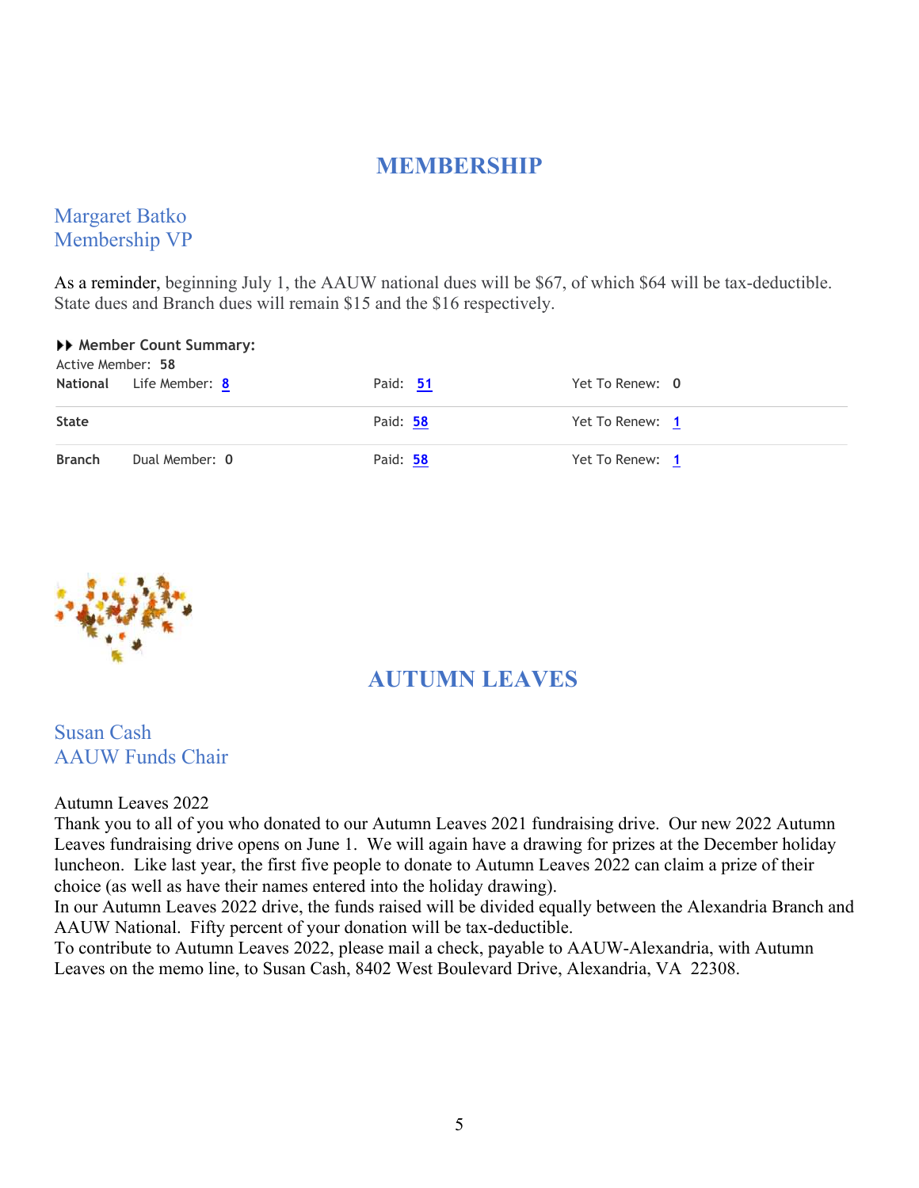# MEMBERSHIP

Margaret Batko
Membership VP

As a reminder, beginning July 1, the AAUW national dues will be $67, of which $64 will be tax-deductible. State dues and Branch dues will remain $15 and the $16 respectively.

**▸▸ Member Count Summary:**

Active Member: **58**

| | | | |
|---|---|---|---|
| **National** | Life Member: 8 | Paid: 51 | Yet To Renew: 0 |
| **State** | | Paid: 58 | Yet To Renew: 1 |
| **Branch** | Dual Member: 0 | Paid: 58 | Yet To Renew: 1 |

# AUTUMN LEAVES

Susan Cash
AAUW Funds Chair

Autumn Leaves 2022

Thank you to all of you who donated to our Autumn Leaves 2021 fundraising drive. Our new 2022 Autumn Leaves fundraising drive opens on June 1. We will again have a drawing for prizes at the December holiday luncheon. Like last year, the first five people to donate to Autumn Leaves 2022 can claim a prize of their choice (as well as have their names entered into the holiday drawing).

In our Autumn Leaves 2022 drive, the funds raised will be divided equally between the Alexandria Branch and AAUW National. Fifty percent of your donation will be tax-deductible.

To contribute to Autumn Leaves 2022, please mail a check, payable to AAUW-Alexandria, with Autumn Leaves on the memo line, to Susan Cash, 8402 West Boulevard Drive, Alexandria, VA 22308.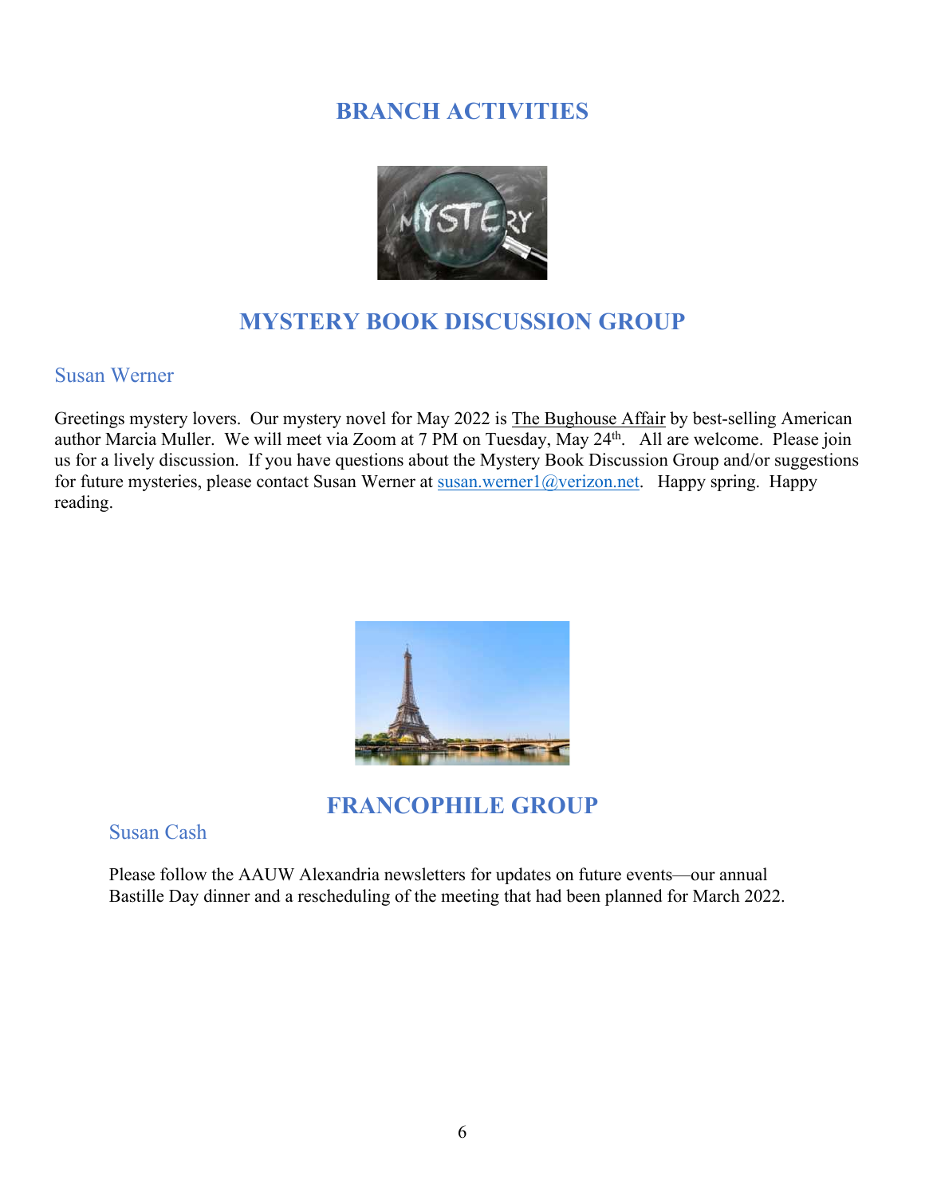# BRANCH ACTIVITIES

## MYSTERY BOOK DISCUSSION GROUP

### Susan Werner

Greetings mystery lovers. Our mystery novel for May 2022 is The Bughouse Affair by best-selling American author Marcia Muller. We will meet via Zoom at 7 PM on Tuesday, May 24th. All are welcome. Please join us for a lively discussion. If you have questions about the Mystery Book Discussion Group and/or suggestions for future mysteries, please contact Susan Werner at susan.werner1@verizon.net. Happy spring. Happy reading.

## FRANCOPHILE GROUP

### Susan Cash

Please follow the AAUW Alexandria newsletters for updates on future events—our annual Bastille Day dinner and a rescheduling of the meeting that had been planned for March 2022.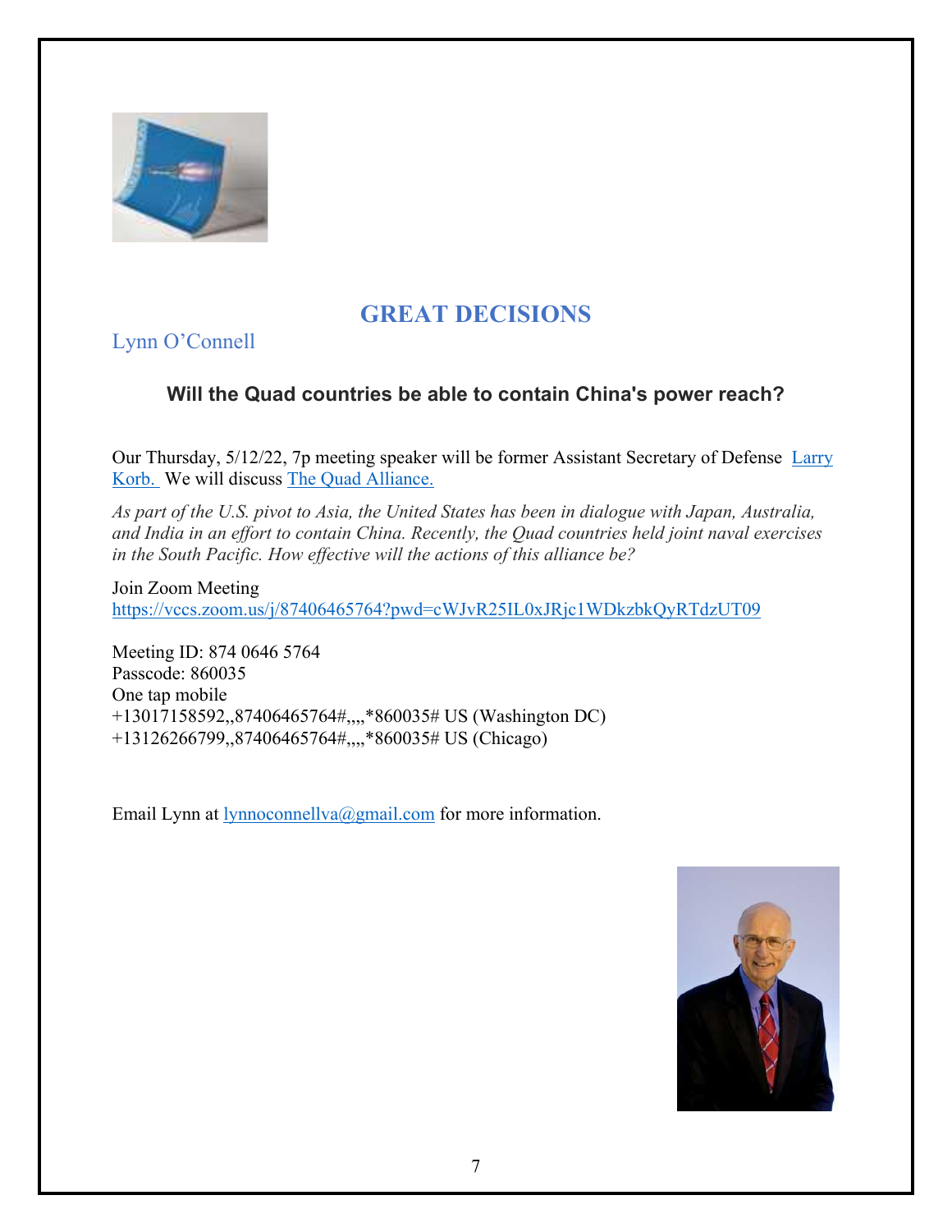# GREAT DECISIONS

Lynn O’Connell

### Will the Quad countries be able to contain China's power reach?

Our Thursday, 5/12/22, 7p meeting speaker will be former Assistant Secretary of Defense Larry Korb. We will discuss The Quad Alliance.

*As part of the U.S. pivot to Asia, the United States has been in dialogue with Japan, Australia, and India in an effort to contain China. Recently, the Quad countries held joint naval exercises in the South Pacific. How effective will the actions of this alliance be?*

Join Zoom Meeting
https://vccs.zoom.us/j/87406465764?pwd=cWJvR25IL0xJRjc1WDkzbkQyRTdzUT09

Meeting ID: 874 0646 5764
Passcode: 860035
One tap mobile
+13017158592,,87406465764#,,,,*860035# US (Washington DC)
+13126266799,,87406465764#,,,,*860035# US (Chicago)

Email Lynn at lynnoconnellva@gmail.com for more information.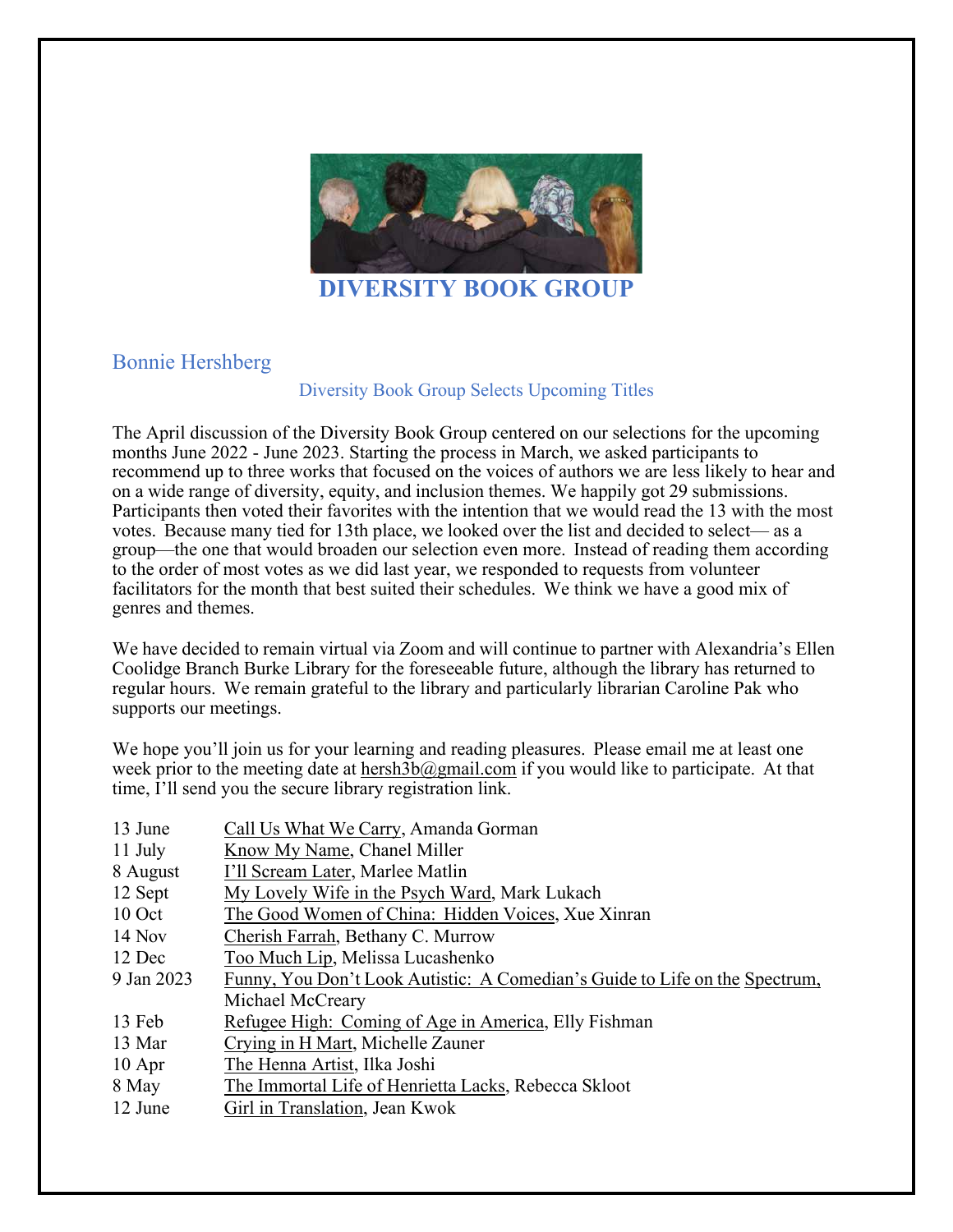# DIVERSITY BOOK GROUP

## Bonnie Hershberg

### Diversity Book Group Selects Upcoming Titles

The April discussion of the Diversity Book Group centered on our selections for the upcoming months June 2022 - June 2023. Starting the process in March, we asked participants to recommend up to three works that focused on the voices of authors we are less likely to hear and on a wide range of diversity, equity, and inclusion themes. We happily got 29 submissions. Participants then voted their favorites with the intention that we would read the 13 with the most votes. Because many tied for 13th place, we looked over the list and decided to select— as a group—the one that would broaden our selection even more. Instead of reading them according to the order of most votes as we did last year, we responded to requests from volunteer facilitators for the month that best suited their schedules. We think we have a good mix of genres and themes.

We have decided to remain virtual via Zoom and will continue to partner with Alexandria's Ellen Coolidge Branch Burke Library for the foreseeable future, although the library has returned to regular hours. We remain grateful to the library and particularly librarian Caroline Pak who supports our meetings.

We hope you'll join us for your learning and reading pleasures. Please email me at least one week prior to the meeting date at hersh3b@gmail.com if you would like to participate. At that time, I'll send you the secure library registration link.

| | |
|---|---|
| 13 June | Call Us What We Carry, Amanda Gorman |
| 11 July | Know My Name, Chanel Miller |
| 8 August | I'll Scream Later, Marlee Matlin |
| 12 Sept | My Lovely Wife in the Psych Ward, Mark Lukach |
| 10 Oct | The Good Women of China: Hidden Voices, Xue Xinran |
| 14 Nov | Cherish Farrah, Bethany C. Murrow |
| 12 Dec | Too Much Lip, Melissa Lucashenko |
| 9 Jan 2023 | Funny, You Don't Look Autistic: A Comedian's Guide to Life on the Spectrum, Michael McCreary |
| 13 Feb | Refugee High: Coming of Age in America, Elly Fishman |
| 13 Mar | Crying in H Mart, Michelle Zauner |
| 10 Apr | The Henna Artist, Ilka Joshi |
| 8 May | The Immortal Life of Henrietta Lacks, Rebecca Skloot |
| 12 June | Girl in Translation, Jean Kwok |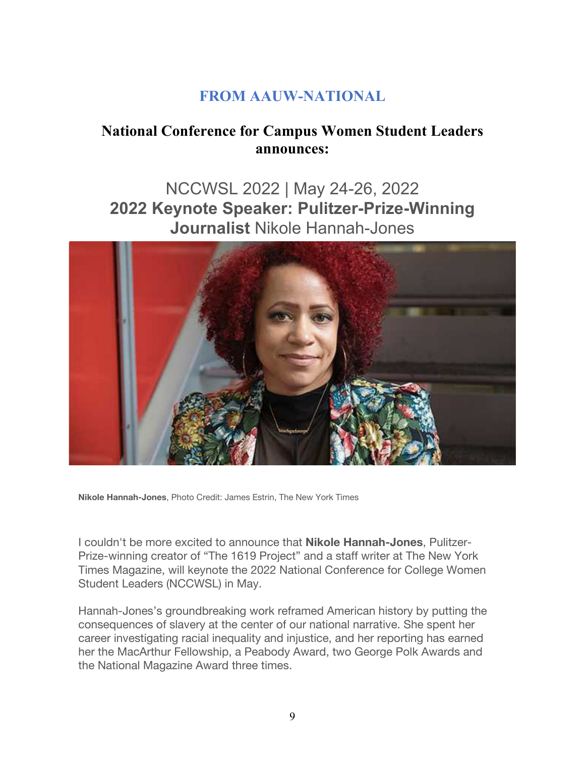## FROM AAUW-NATIONAL

### National Conference for Campus Women Student Leaders announces:

NCCWSL 2022 | May 24-26, 2022

**2022 Keynote Speaker: Pulitzer-Prize-Winning Journalist** Nikole Hannah-Jones

**Nikole Hannah-Jones**, Photo Credit: James Estrin, The New York Times

I couldn't be more excited to announce that **Nikole Hannah-Jones**, Pulitzer-Prize-winning creator of "The 1619 Project" and a staff writer at The New York Times Magazine, will keynote the 2022 National Conference for College Women Student Leaders (NCCWSL) in May.

Hannah-Jones's groundbreaking work reframed American history by putting the consequences of slavery at the center of our national narrative. She spent her career investigating racial inequality and injustice, and her reporting has earned her the MacArthur Fellowship, a Peabody Award, two George Polk Awards and the National Magazine Award three times.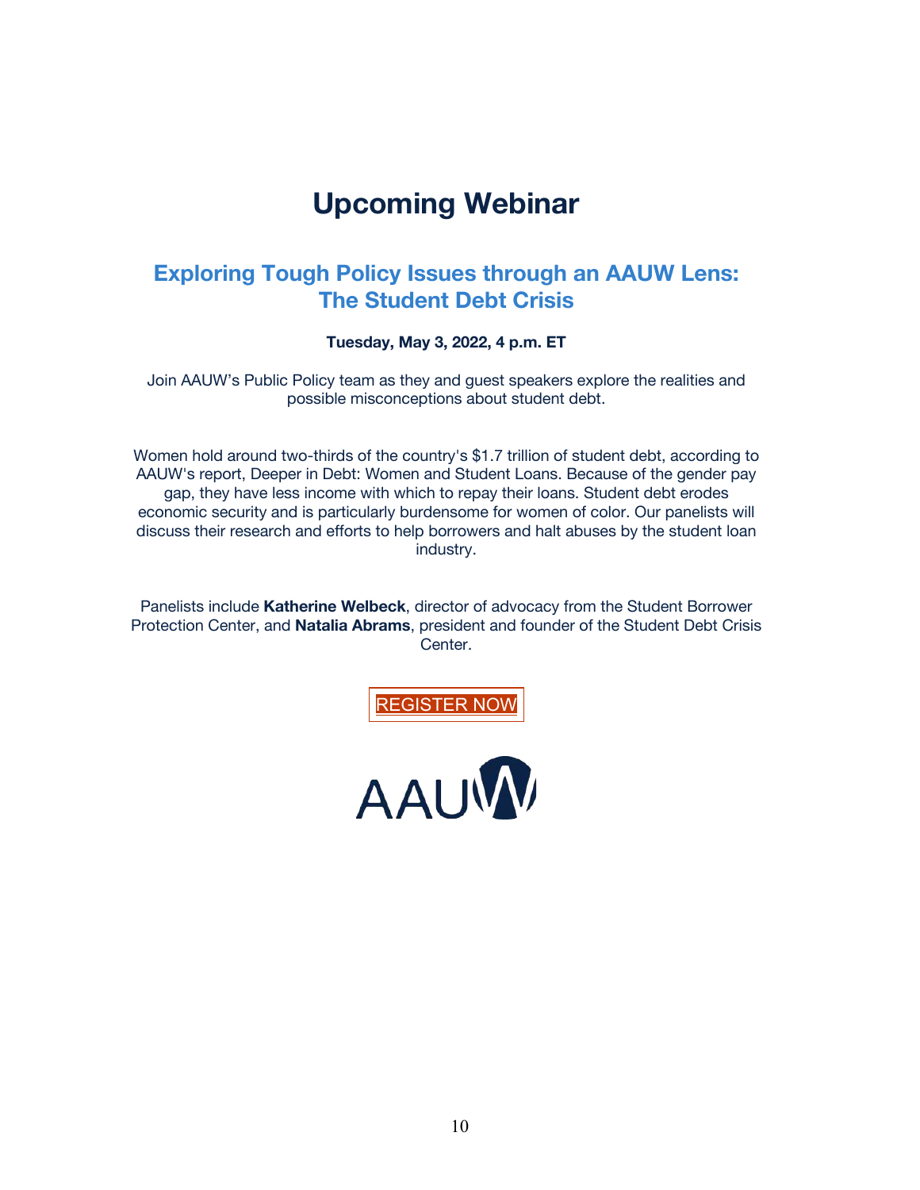# Upcoming Webinar

## Exploring Tough Policy Issues through an AAUW Lens: The Student Debt Crisis

**Tuesday, May 3, 2022, 4 p.m. ET**

Join AAUW's Public Policy team as they and guest speakers explore the realities and possible misconceptions about student debt.

Women hold around two-thirds of the country's $1.7 trillion of student debt, according to AAUW's report, Deeper in Debt: Women and Student Loans. Because of the gender pay gap, they have less income with which to repay their loans. Student debt erodes economic security and is particularly burdensome for women of color. Our panelists will discuss their research and efforts to help borrowers and halt abuses by the student loan industry.

Panelists include **Katherine Welbeck**, director of advocacy from the Student Borrower Protection Center, and **Natalia Abrams**, president and founder of the Student Debt Crisis Center.

REGISTER NOW

AAUW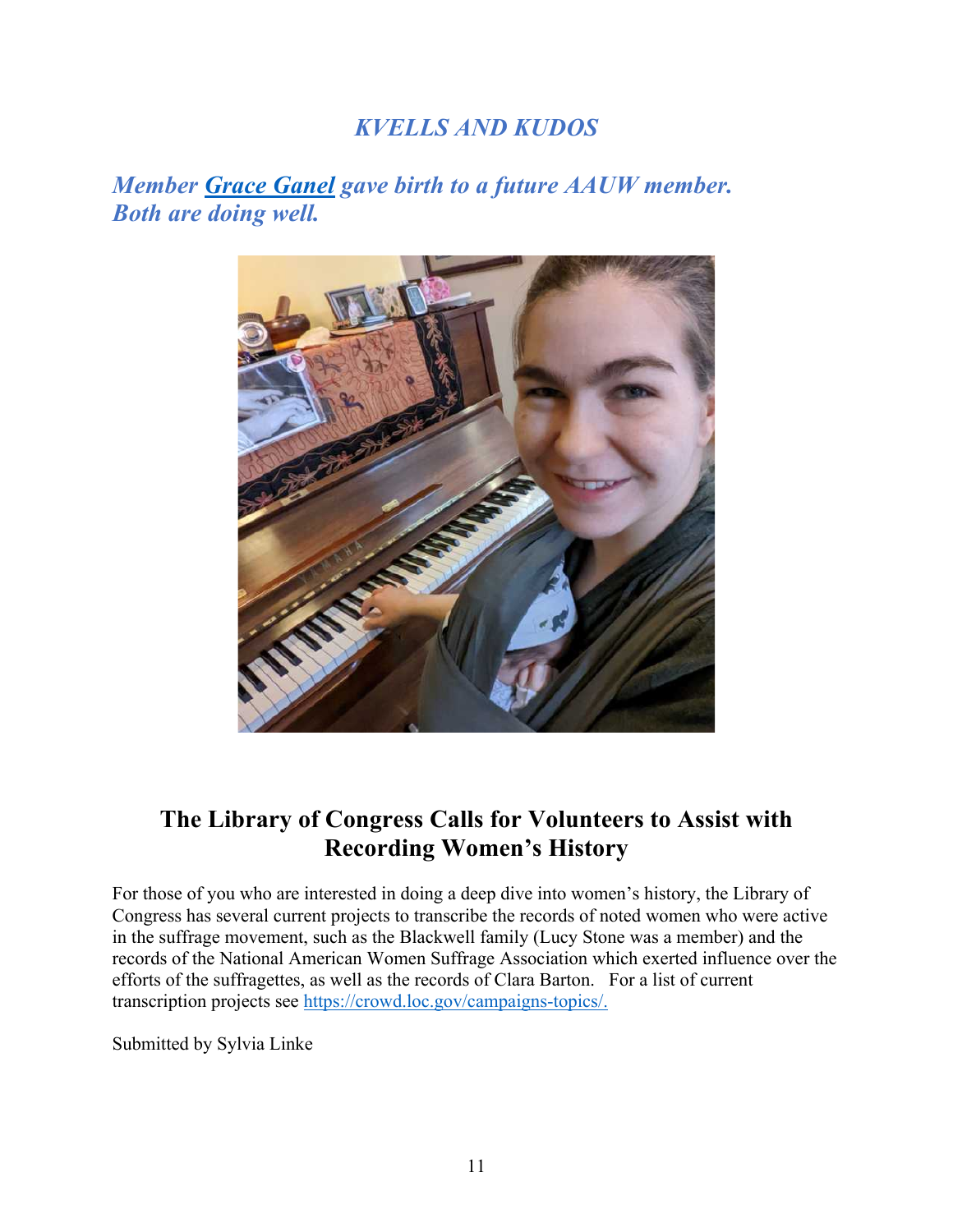## *KVELLS AND KUDOS*

### ***Member Grace Ganel gave birth to a future AAUW member. Both are doing well.***

## The Library of Congress Calls for Volunteers to Assist with Recording Women's History

For those of you who are interested in doing a deep dive into women's history, the Library of Congress has several current projects to transcribe the records of noted women who were active in the suffrage movement, such as the Blackwell family (Lucy Stone was a member) and the records of the National American Women Suffrage Association which exerted influence over the efforts of the suffragettes, as well as the records of Clara Barton. For a list of current transcription projects see https://crowd.loc.gov/campaigns-topics/.

Submitted by Sylvia Linke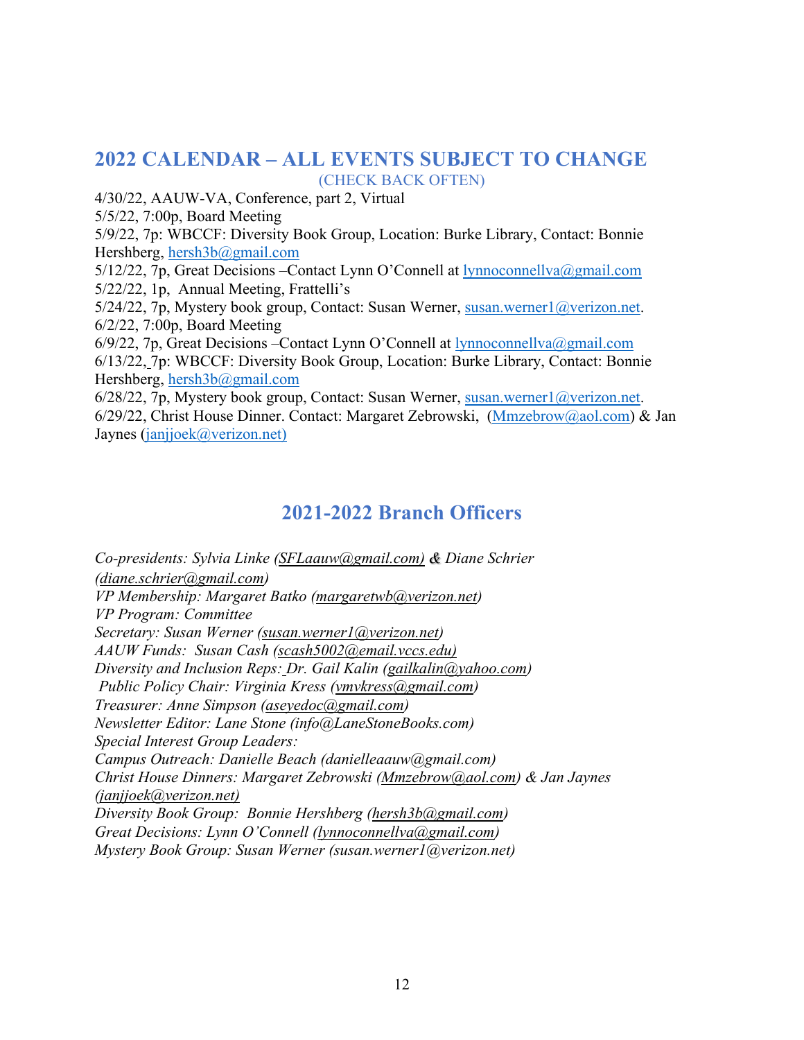## 2022 CALENDAR – ALL EVENTS SUBJECT TO CHANGE

(CHECK BACK OFTEN)

4/30/22, AAUW-VA, Conference, part 2, Virtual
5/5/22, 7:00p, Board Meeting
5/9/22, 7p: WBCCF: Diversity Book Group, Location: Burke Library, Contact: Bonnie Hershberg, hersh3b@gmail.com
5/12/22, 7p, Great Decisions –Contact Lynn O'Connell at lynnoconnellva@gmail.com
5/22/22, 1p, Annual Meeting, Frattelli's
5/24/22, 7p, Mystery book group, Contact: Susan Werner, susan.werner1@verizon.net.
6/2/22, 7:00p, Board Meeting
6/9/22, 7p, Great Decisions –Contact Lynn O'Connell at lynnoconnellva@gmail.com
6/13/22, 7p: WBCCF: Diversity Book Group, Location: Burke Library, Contact: Bonnie Hershberg, hersh3b@gmail.com
6/28/22, 7p, Mystery book group, Contact: Susan Werner, susan.werner1@verizon.net.
6/29/22, Christ House Dinner. Contact: Margaret Zebrowski, (Mmzebrow@aol.com) & Jan Jaynes (janjjoek@verizon.net)

## 2021-2022 Branch Officers

*Co-presidents: Sylvia Linke (SFLaauw@gmail.com) & Diane Schrier (diane.schrier@gmail.com)*
*VP Membership: Margaret Batko (margaretwb@verizon.net)*
*VP Program: Committee*
*Secretary: Susan Werner (susan.werner1@verizon.net)*
*AAUW Funds: Susan Cash (scash5002@email.vccs.edu)*
*Diversity and Inclusion Reps: Dr. Gail Kalin (gailkalin@yahoo.com)*
*Public Policy Chair: Virginia Kress (vmvkress@gmail.com)*
*Treasurer: Anne Simpson (aseyedoc@gmail.com)*
*Newsletter Editor: Lane Stone (info@LaneStoneBooks.com)*
*Special Interest Group Leaders:*
*Campus Outreach: Danielle Beach (danielleaauw@gmail.com)*
*Christ House Dinners: Margaret Zebrowski (Mmzebrow@aol.com) & Jan Jaynes (janjjoek@verizon.net)*
*Diversity Book Group: Bonnie Hershberg (hersh3b@gmail.com)*
*Great Decisions: Lynn O'Connell (lynnoconnellva@gmail.com)*
*Mystery Book Group: Susan Werner (susan.werner1@verizon.net)*